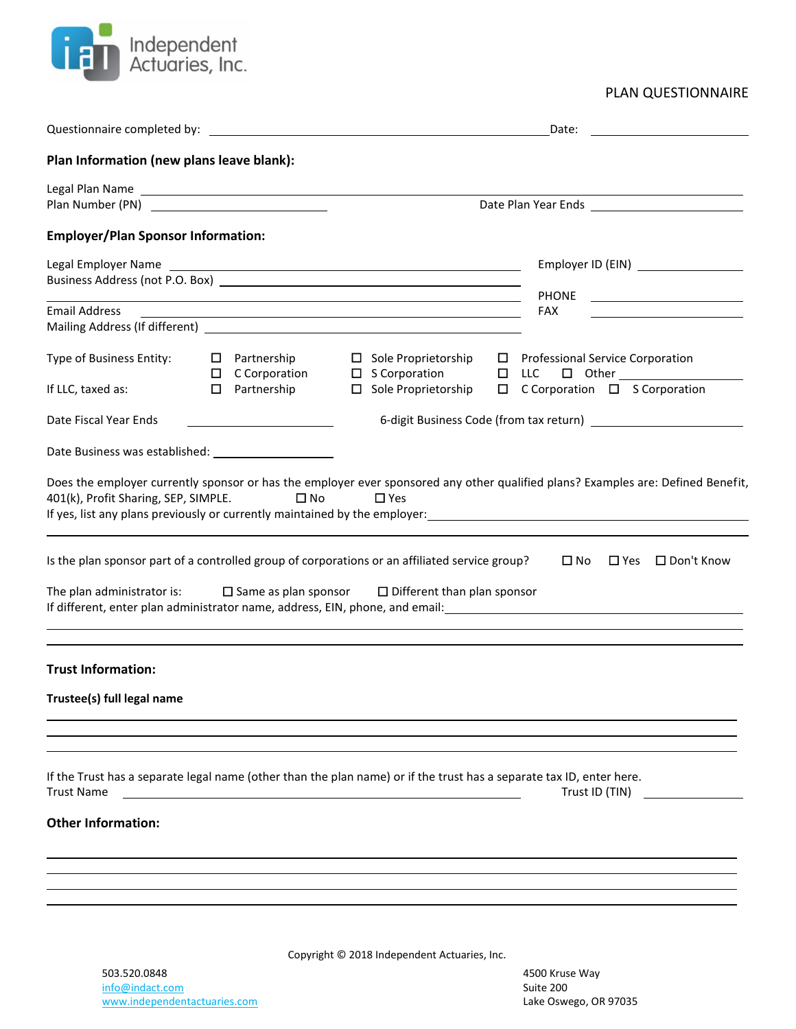Independent Actuaries, Inc.

PLAN QUESTIONNAIRE

Questionnaire completed by: ______________________________ Date: ____________

**Plan Information (new plans leave blank):**

Legal Plan Name ______________________________

Plan Number (PN) ____________ Date Plan Year Ends ____________

**Employer/Plan Sponsor Information:**

Legal Employer Name ______________________________ Employer ID (EIN) ____________

Business Address (not P.O. Box) ______________________________

______________________________ PHONE ____________

Email Address ______________________________ FAX ____________

Mailing Address (If different) ______________________________

Type of Business Entity: ☐ Partnership ☐ Sole Proprietorship ☐ Professional Service Corporation
☐ C Corporation ☐ S Corporation ☐ LLC ☐ Other ____________

If LLC, taxed as: ☐ Partnership ☐ Sole Proprietorship ☐ C Corporation ☐ S Corporation

Date Fiscal Year Ends ____________ 6-digit Business Code (from tax return) ____________

Date Business was established: ____________

Does the employer currently sponsor or has the employer ever sponsored any other qualified plans? Examples are: Defined Benefit, 401(k), Profit Sharing, SEP, SIMPLE. ☐ No ☐ Yes

If yes, list any plans previously or currently maintained by the employer: ______________________________

______________________________

Is the plan sponsor part of a controlled group of corporations or an affiliated service group? ☐ No ☐ Yes ☐ Don't Know

The plan administrator is: ☐ Same as plan sponsor ☐ Different than plan sponsor

If different, enter plan administrator name, address, EIN, phone, and email: ______________________________

______________________________

______________________________

**Trust Information:**

**Trustee(s) full legal name**

______________________________

______________________________

______________________________

If the Trust has a separate legal name (other than the plan name) or if the trust has a separate tax ID, enter here.

Trust Name ______________________________ Trust ID (TIN) ____________

**Other Information:**

______________________________

______________________________

______________________________

______________________________

Copyright © 2018 Independent Actuaries, Inc.

503.520.0848
info@indact.com
www.independentactuaries.com

4500 Kruse Way
Suite 200
Lake Oswego, OR 97035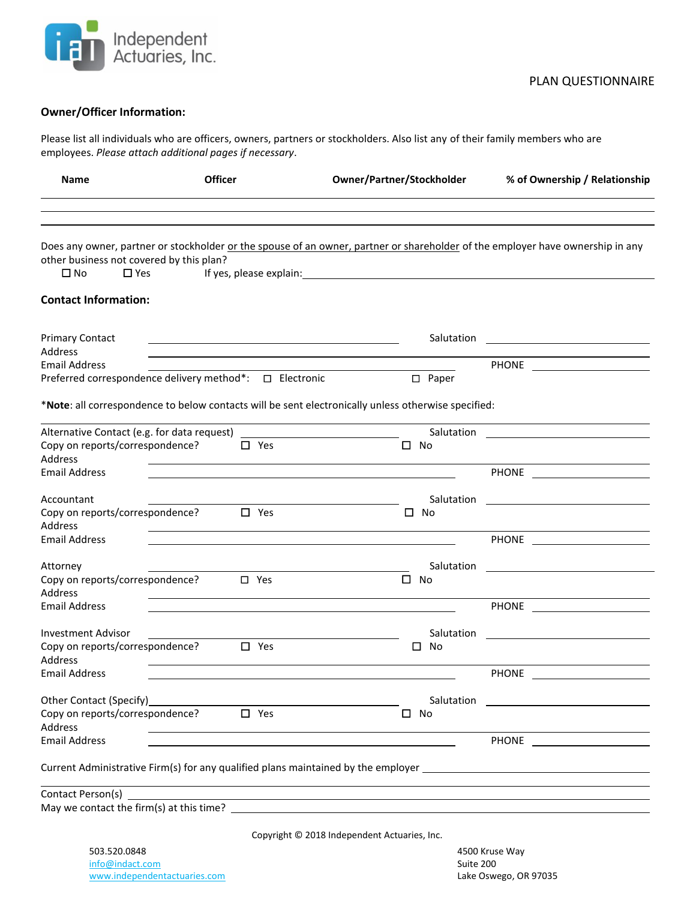Independent Actuaries, Inc.

PLAN QUESTIONNAIRE

## Owner/Officer Information:

Please list all individuals who are officers, owners, partners or stockholders. Also list any of their family members who are employees. *Please attach additional pages if necessary*.

| Name | Officer | Owner/Partner/Stockholder | % of Ownership / Relationship |
|---|---|---|---|
| | | | |
| | | | |

Does any owner, partner or stockholder or the spouse of an owner, partner or shareholder of the employer have ownership in any other business not covered by this plan?

☐ No ☐ Yes If yes, please explain: \_\_\_\_\_\_\_\_\_\_\_\_\_\_\_\_

## Contact Information:

Primary Contact \_\_\_\_\_\_\_\_\_\_\_\_\_\_\_\_ Salutation \_\_\_\_\_\_\_\_\_\_\_\_\_\_\_\_

Address \_\_\_\_\_\_\_\_\_\_\_\_\_\_\_\_

Email Address \_\_\_\_\_\_\_\_\_\_\_\_\_\_\_\_ PHONE \_\_\_\_\_\_\_\_\_\_\_\_\_\_\_\_

Preferred correspondence delivery method*: ☐ Electronic ☐ Paper

***Note**: all correspondence to below contacts will be sent electronically unless otherwise specified:

Alternative Contact (e.g. for data request) \_\_\_\_\_\_\_\_\_\_\_\_\_\_\_\_ Salutation \_\_\_\_\_\_\_\_\_\_\_\_\_\_\_\_

Copy on reports/correspondence? ☐ Yes ☐ No

Address \_\_\_\_\_\_\_\_\_\_\_\_\_\_\_\_

Email Address \_\_\_\_\_\_\_\_\_\_\_\_\_\_\_\_ PHONE \_\_\_\_\_\_\_\_\_\_\_\_\_\_\_\_

Accountant \_\_\_\_\_\_\_\_\_\_\_\_\_\_\_\_ Salutation \_\_\_\_\_\_\_\_\_\_\_\_\_\_\_\_

Copy on reports/correspondence? ☐ Yes ☐ No

Address \_\_\_\_\_\_\_\_\_\_\_\_\_\_\_\_

Email Address \_\_\_\_\_\_\_\_\_\_\_\_\_\_\_\_ PHONE \_\_\_\_\_\_\_\_\_\_\_\_\_\_\_\_

Attorney \_\_\_\_\_\_\_\_\_\_\_\_\_\_\_\_ Salutation \_\_\_\_\_\_\_\_\_\_\_\_\_\_\_\_

Copy on reports/correspondence? ☐ Yes ☐ No

Address \_\_\_\_\_\_\_\_\_\_\_\_\_\_\_\_

Email Address \_\_\_\_\_\_\_\_\_\_\_\_\_\_\_\_ PHONE \_\_\_\_\_\_\_\_\_\_\_\_\_\_\_\_

Investment Advisor \_\_\_\_\_\_\_\_\_\_\_\_\_\_\_\_ Salutation \_\_\_\_\_\_\_\_\_\_\_\_\_\_\_\_

Copy on reports/correspondence? ☐ Yes ☐ No

Address \_\_\_\_\_\_\_\_\_\_\_\_\_\_\_\_

Email Address \_\_\_\_\_\_\_\_\_\_\_\_\_\_\_\_ PHONE \_\_\_\_\_\_\_\_\_\_\_\_\_\_\_\_

Other Contact (Specify) \_\_\_\_\_\_\_\_\_\_\_\_\_\_\_\_ Salutation \_\_\_\_\_\_\_\_\_\_\_\_\_\_\_\_

Copy on reports/correspondence? ☐ Yes ☐ No

Address \_\_\_\_\_\_\_\_\_\_\_\_\_\_\_\_

Email Address \_\_\_\_\_\_\_\_\_\_\_\_\_\_\_\_ PHONE \_\_\_\_\_\_\_\_\_\_\_\_\_\_\_\_

Current Administrative Firm(s) for any qualified plans maintained by the employer \_\_\_\_\_\_\_\_\_\_\_\_\_\_\_\_

Contact Person(s) \_\_\_\_\_\_\_\_\_\_\_\_\_\_\_\_

May we contact the firm(s) at this time? \_\_\_\_\_\_\_\_\_\_\_\_\_\_\_\_

Copyright © 2018 Independent Actuaries, Inc.

503.520.0848
info@indact.com
www.independentactuaries.com

4500 Kruse Way
Suite 200
Lake Oswego, OR 97035